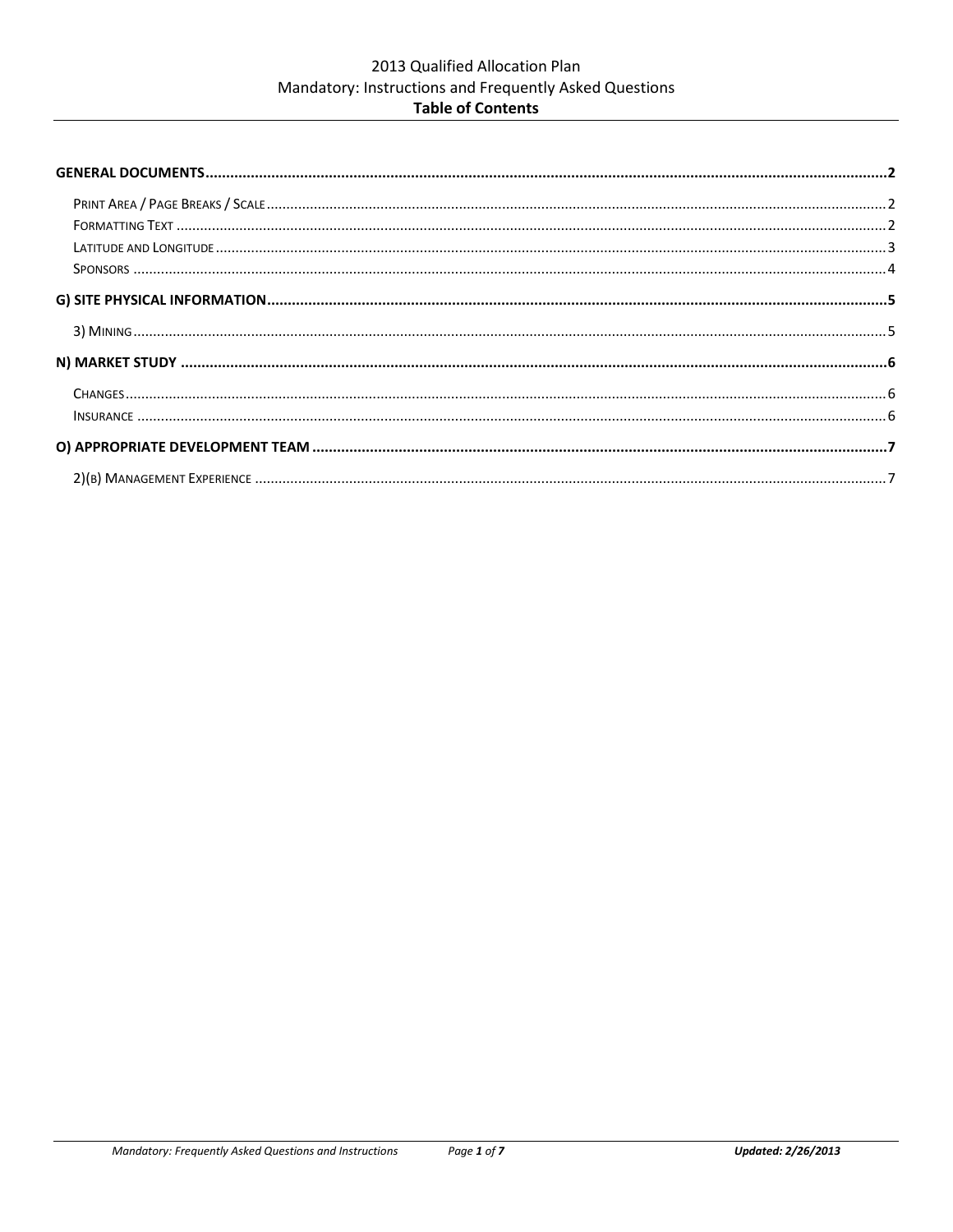# 2013 Qualified Allocation Plan
## Mandatory: Instructions and Frequently Asked Questions
### Table of Contents

**GENERAL DOCUMENTS** .......... 2

- PRINT AREA / PAGE BREAKS / SCALE .......... 2
- FORMATTING TEXT .......... 2
- LATITUDE AND LONGITUDE .......... 3
- SPONSORS .......... 4

**G) SITE PHYSICAL INFORMATION** .......... 5

- 3) MINING .......... 5

**N) MARKET STUDY** .......... 6

- CHANGES .......... 6
- INSURANCE .......... 6

**O) APPROPRIATE DEVELOPMENT TEAM** .......... 7

- 2)(B) MANAGEMENT EXPERIENCE .......... 7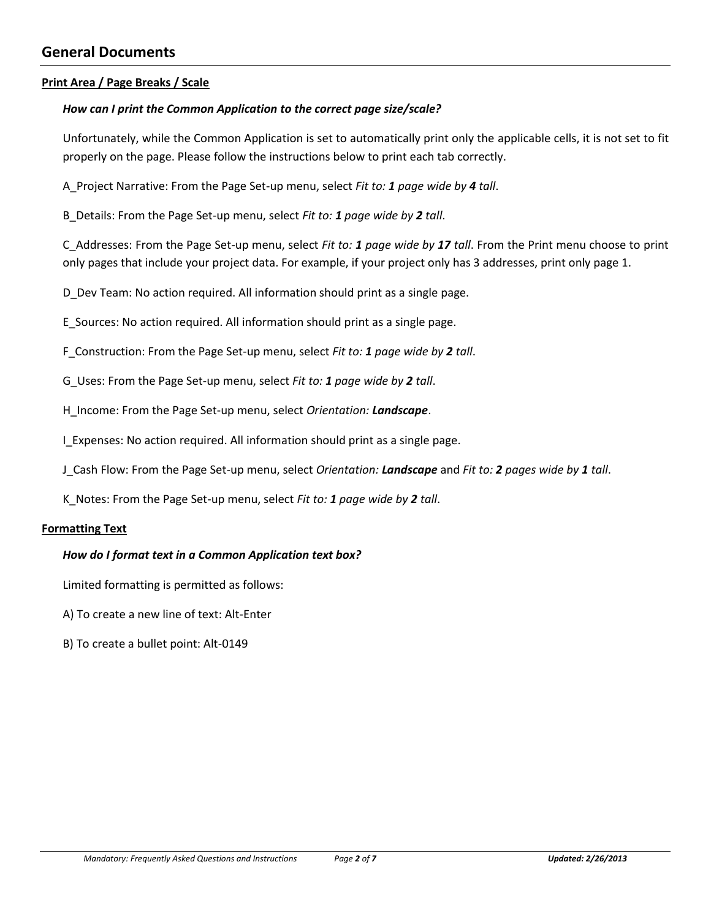## General Documents

### Print Area / Page Breaks / Scale

***How can I print the Common Application to the correct page size/scale?***

Unfortunately, while the Common Application is set to automatically print only the applicable cells, it is not set to fit properly on the page. Please follow the instructions below to print each tab correctly.

A_Project Narrative: From the Page Set-up menu, select *Fit to: **1** page wide by **4** tall*.

B_Details: From the Page Set-up menu, select *Fit to: **1** page wide by **2** tall*.

C_Addresses: From the Page Set-up menu, select *Fit to: **1** page wide by **17** tall*. From the Print menu choose to print only pages that include your project data. For example, if your project only has 3 addresses, print only page 1.

D_Dev Team: No action required. All information should print as a single page.

E_Sources: No action required. All information should print as a single page.

F_Construction: From the Page Set-up menu, select *Fit to: **1** page wide by **2** tall*.

G_Uses: From the Page Set-up menu, select *Fit to: **1** page wide by **2** tall*.

H_Income: From the Page Set-up menu, select *Orientation: **Landscape***.

I_Expenses: No action required. All information should print as a single page.

J_Cash Flow: From the Page Set-up menu, select *Orientation: **Landscape*** and *Fit to: **2** pages wide by **1** tall*.

K_Notes: From the Page Set-up menu, select *Fit to: **1** page wide by **2** tall*.

### Formatting Text

***How do I format text in a Common Application text box?***

Limited formatting is permitted as follows:

A) To create a new line of text: Alt-Enter

B) To create a bullet point: Alt-0149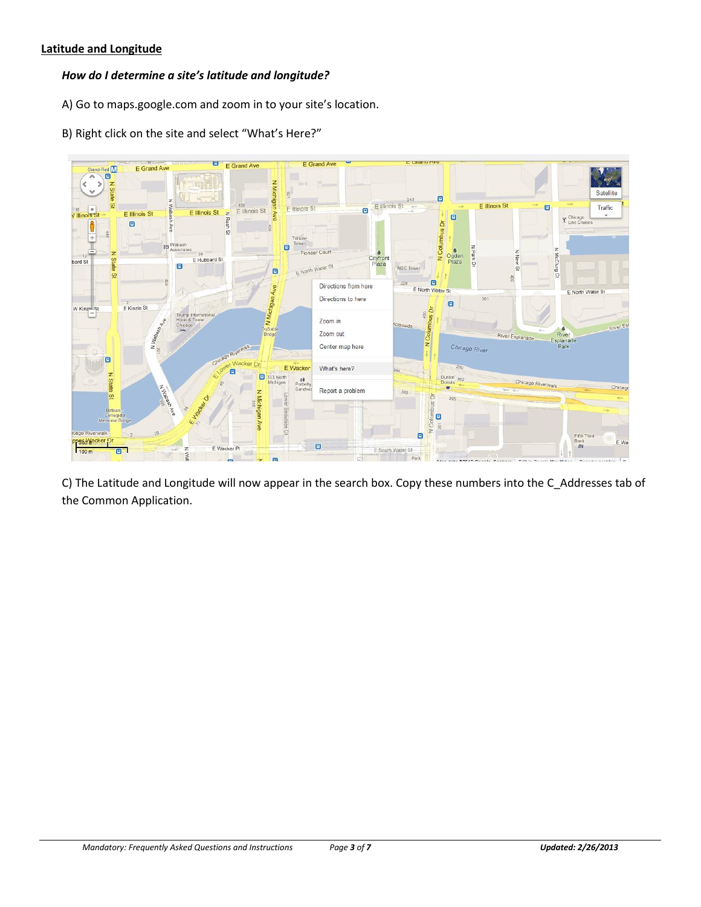## Latitude and Longitude

***How do I determine a site's latitude and longitude?***

A) Go to maps.google.com and zoom in to your site's location.

B) Right click on the site and select "What's Here?"

C) The Latitude and Longitude will now appear in the search box. Copy these numbers into the C_Addresses tab of the Common Application.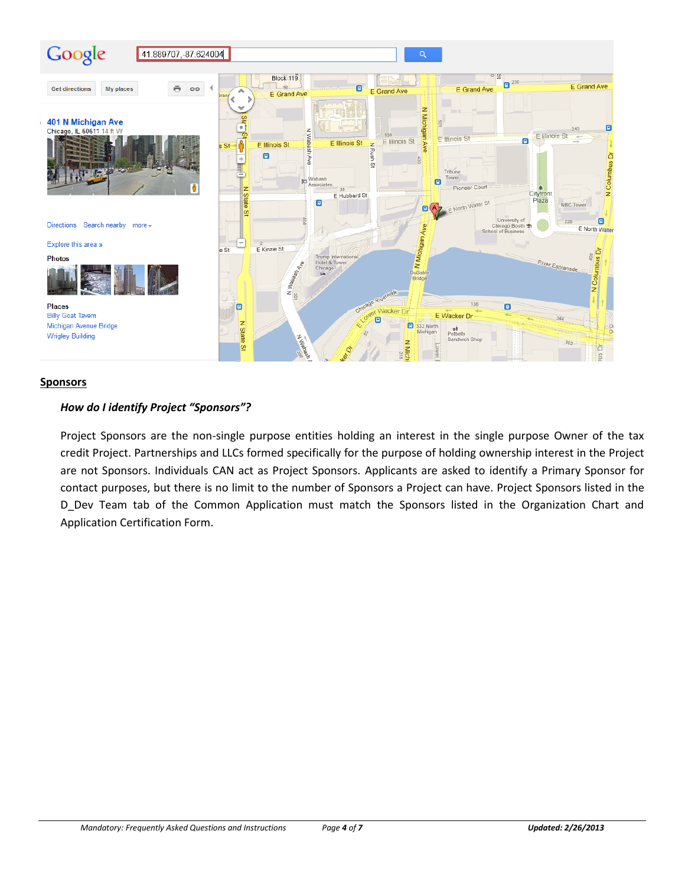## Sponsors

### *How do I identify Project "Sponsors"?*

Project Sponsors are the non-single purpose entities holding an interest in the single purpose Owner of the tax credit Project. Partnerships and LLCs formed specifically for the purpose of holding ownership interest in the Project are not Sponsors. Individuals CAN act as Project Sponsors. Applicants are asked to identify a Primary Sponsor for contact purposes, but there is no limit to the number of Sponsors a Project can have. Project Sponsors listed in the D_Dev Team tab of the Common Application must match the Sponsors listed in the Organization Chart and Application Certification Form.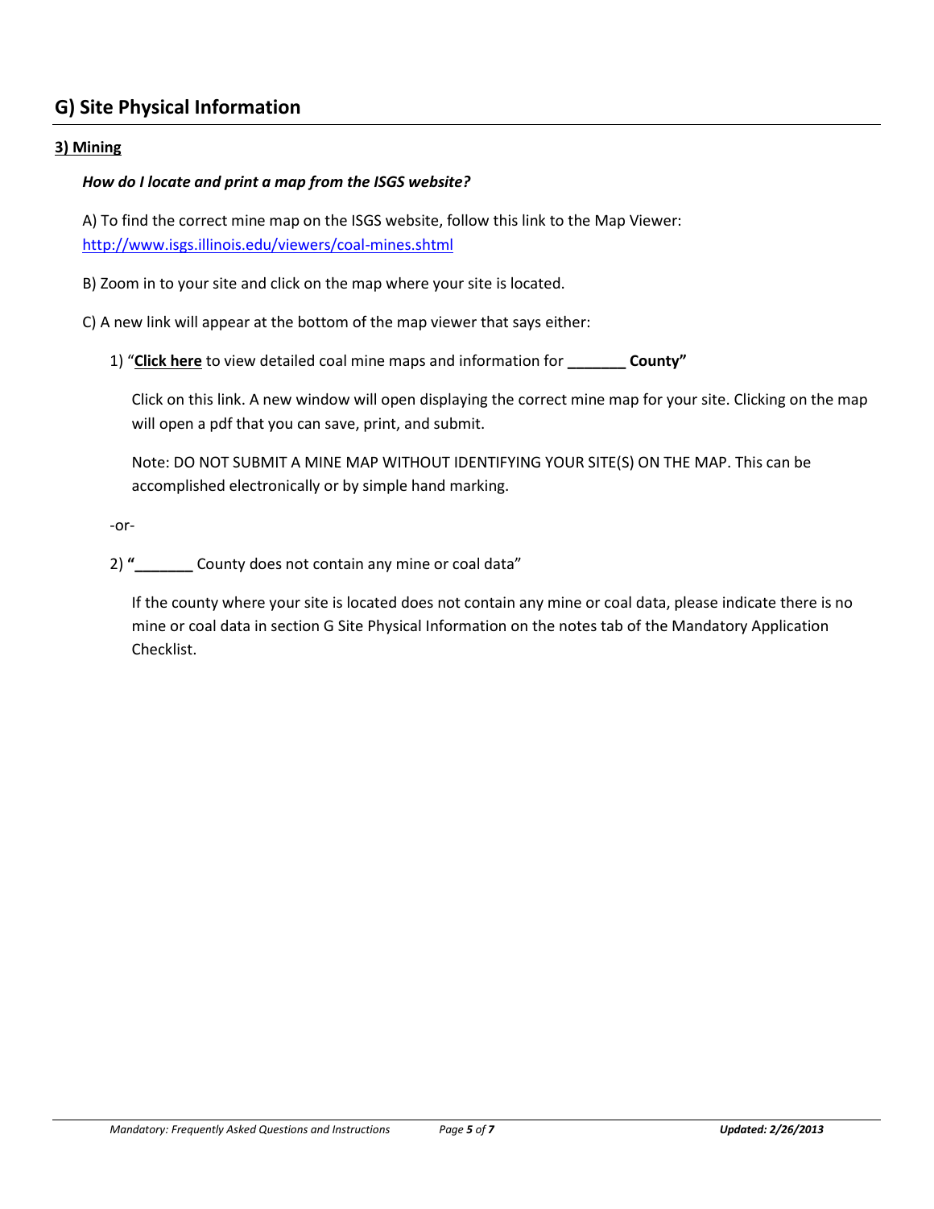## G) Site Physical Information

### 3) Mining

***How do I locate and print a map from the ISGS website?***

A) To find the correct mine map on the ISGS website, follow this link to the Map Viewer: http://www.isgs.illinois.edu/viewers/coal-mines.shtml

B) Zoom in to your site and click on the map where your site is located.

C) A new link will appear at the bottom of the map viewer that says either:

1) "**Click here** to view detailed coal mine maps and information for **_______ County"**

   Click on this link. A new window will open displaying the correct mine map for your site. Clicking on the map will open a pdf that you can save, print, and submit.

   Note: DO NOT SUBMIT A MINE MAP WITHOUT IDENTIFYING YOUR SITE(S) ON THE MAP. This can be accomplished electronically or by simple hand marking.

-or-

2) **"_______** County does not contain any mine or coal data"

   If the county where your site is located does not contain any mine or coal data, please indicate there is no mine or coal data in section G Site Physical Information on the notes tab of the Mandatory Application Checklist.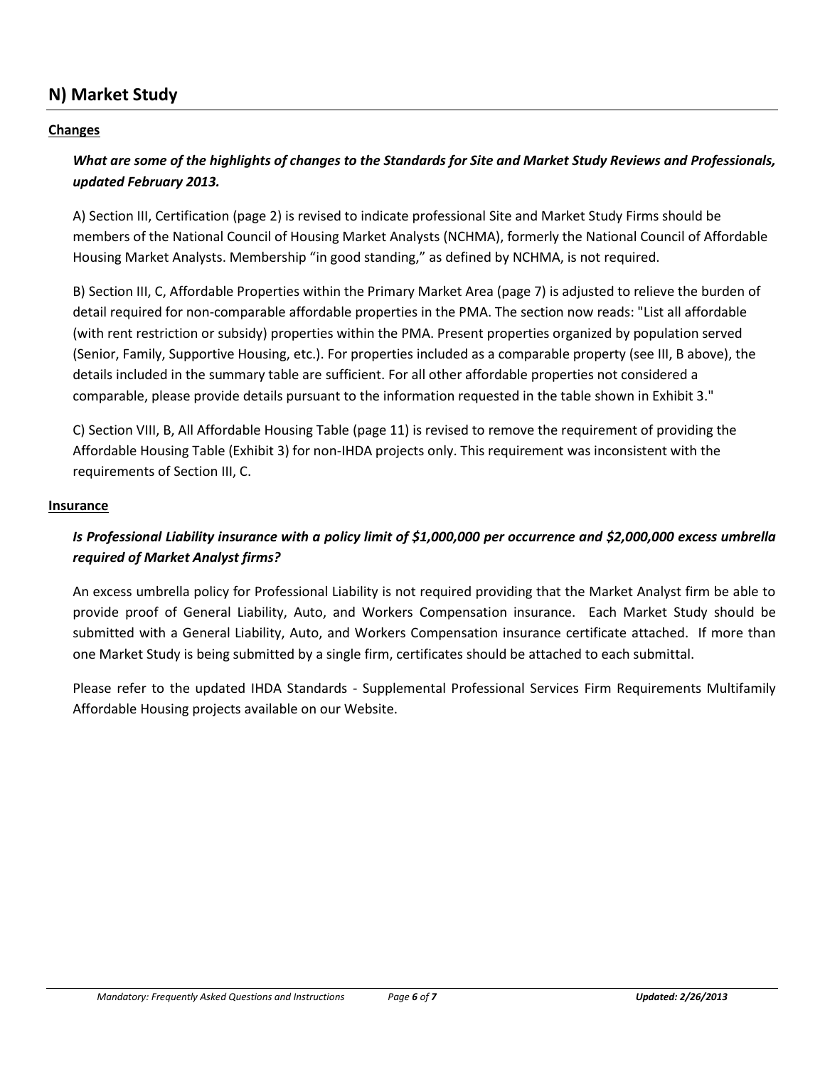## N) Market Study

**Changes**

***What are some of the highlights of changes to the Standards for Site and Market Study Reviews and Professionals, updated February 2013.***

A) Section III, Certification (page 2) is revised to indicate professional Site and Market Study Firms should be members of the National Council of Housing Market Analysts (NCHMA), formerly the National Council of Affordable Housing Market Analysts. Membership "in good standing," as defined by NCHMA, is not required.

B) Section III, C, Affordable Properties within the Primary Market Area (page 7) is adjusted to relieve the burden of detail required for non-comparable affordable properties in the PMA. The section now reads: "List all affordable (with rent restriction or subsidy) properties within the PMA. Present properties organized by population served (Senior, Family, Supportive Housing, etc.). For properties included as a comparable property (see III, B above), the details included in the summary table are sufficient. For all other affordable properties not considered a comparable, please provide details pursuant to the information requested in the table shown in Exhibit 3."

C) Section VIII, B, All Affordable Housing Table (page 11) is revised to remove the requirement of providing the Affordable Housing Table (Exhibit 3) for non-IHDA projects only. This requirement was inconsistent with the requirements of Section III, C.

**Insurance**

***Is Professional Liability insurance with a policy limit of $1,000,000 per occurrence and $2,000,000 excess umbrella required of Market Analyst firms?***

An excess umbrella policy for Professional Liability is not required providing that the Market Analyst firm be able to provide proof of General Liability, Auto, and Workers Compensation insurance. Each Market Study should be submitted with a General Liability, Auto, and Workers Compensation insurance certificate attached. If more than one Market Study is being submitted by a single firm, certificates should be attached to each submittal.

Please refer to the updated IHDA Standards - Supplemental Professional Services Firm Requirements Multifamily Affordable Housing projects available on our Website.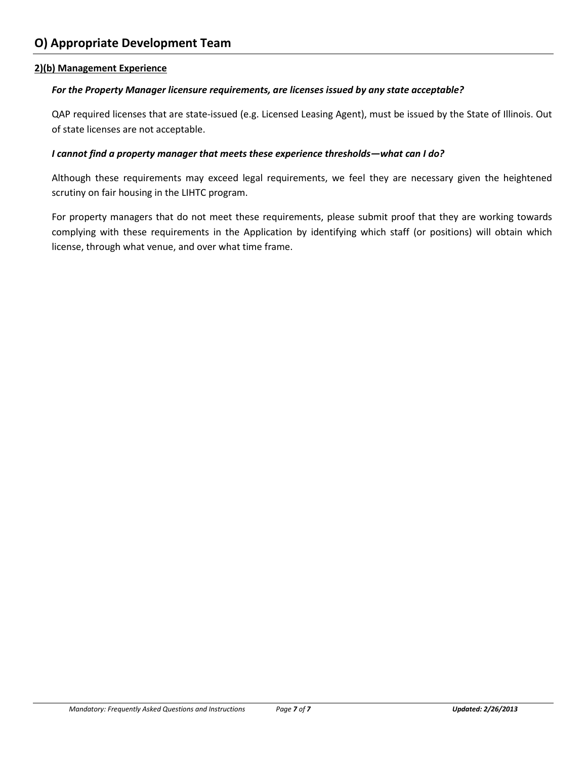## O) Appropriate Development Team

**2)(b) Management Experience**

***For the Property Manager licensure requirements, are licenses issued by any state acceptable?***

QAP required licenses that are state-issued (e.g. Licensed Leasing Agent), must be issued by the State of Illinois. Out of state licenses are not acceptable.

***I cannot find a property manager that meets these experience thresholds—what can I do?***

Although these requirements may exceed legal requirements, we feel they are necessary given the heightened scrutiny on fair housing in the LIHTC program.

For property managers that do not meet these requirements, please submit proof that they are working towards complying with these requirements in the Application by identifying which staff (or positions) will obtain which license, through what venue, and over what time frame.